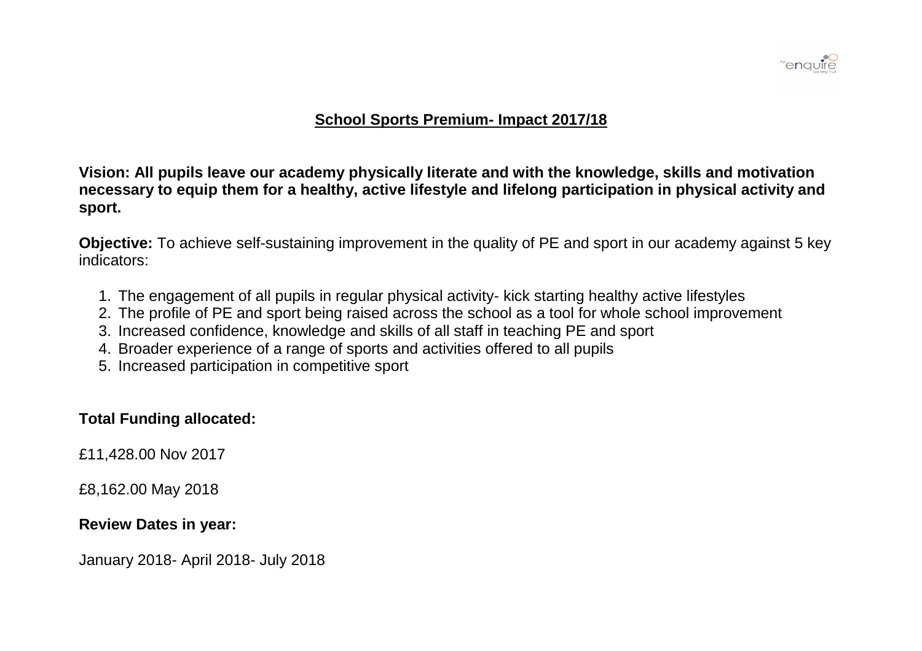## School Sports Premium- Impact 2017/18

**Vision: All pupils leave our academy physically literate and with the knowledge, skills and motivation necessary to equip them for a healthy, active lifestyle and lifelong participation in physical activity and sport.**

**Objective:** To achieve self-sustaining improvement in the quality of PE and sport in our academy against 5 key indicators:

1. The engagement of all pupils in regular physical activity- kick starting healthy active lifestyles
2. The profile of PE and sport being raised across the school as a tool for whole school improvement
3. Increased confidence, knowledge and skills of all staff in teaching PE and sport
4. Broader experience of a range of sports and activities offered to all pupils
5. Increased participation in competitive sport

**Total Funding allocated:**

£11,428.00 Nov 2017

£8,162.00 May 2018

**Review Dates in year:**

January 2018- April 2018- July 2018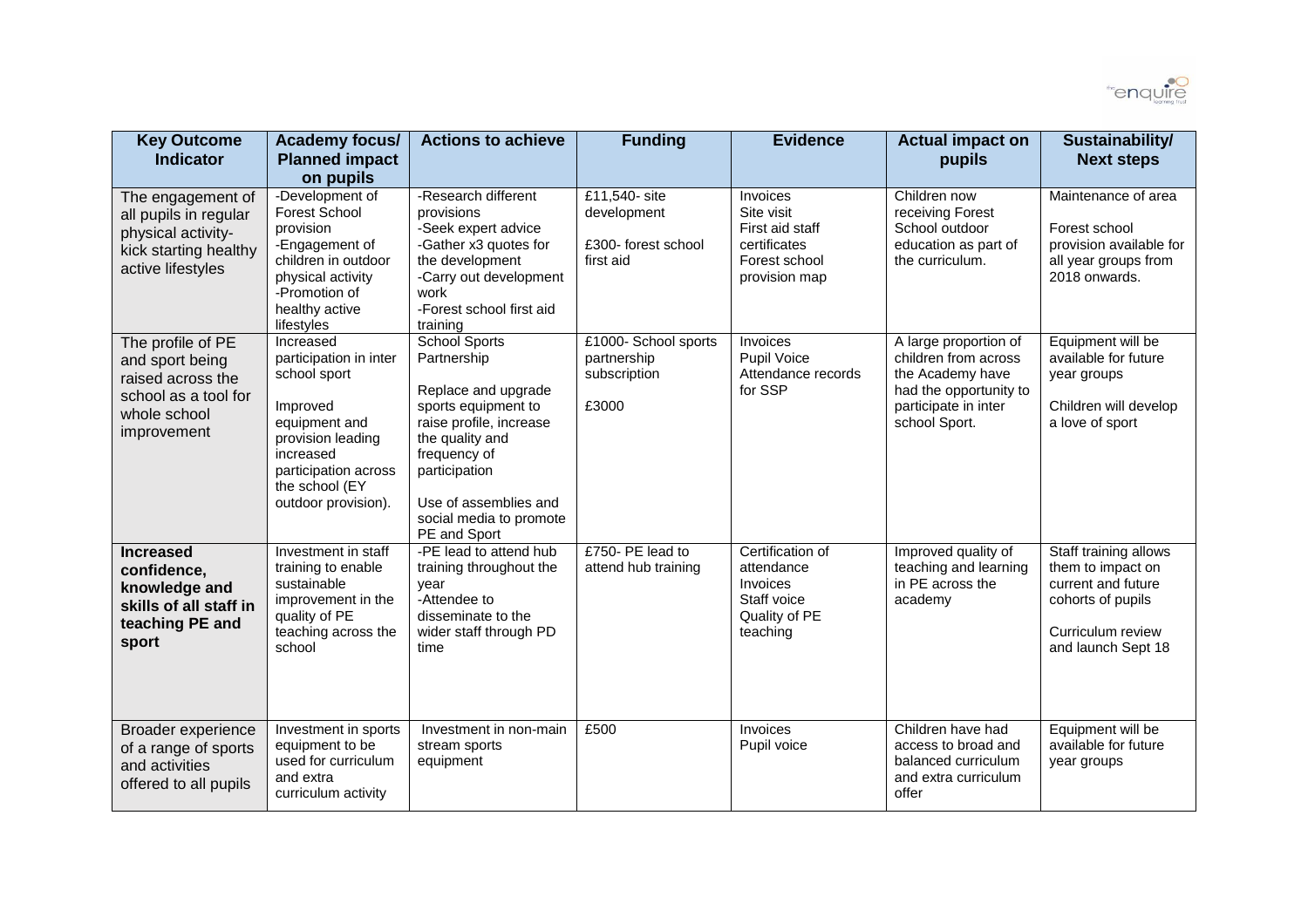| Key Outcome Indicator | Academy focus/ Planned impact on pupils | Actions to achieve | Funding | Evidence | Actual impact on pupils | Sustainability/ Next steps |
|---|---|---|---|---|---|---|
| The engagement of all pupils in regular physical activity- kick starting healthy active lifestyles | -Development of Forest School provision<br>-Engagement of children in outdoor physical activity<br>-Promotion of healthy active lifestyles | -Research different provisions<br>-Seek expert advice<br>-Gather x3 quotes for the development<br>-Carry out development work<br>-Forest school first aid training | £11,540- site development<br><br>£300- forest school first aid | Invoices<br>Site visit<br>First aid staff certificates<br>Forest school provision map | Children now receiving Forest School outdoor education as part of the curriculum. | Maintenance of area<br><br>Forest school provision available for all year groups from 2018 onwards. |
| The profile of PE and sport being raised across the school as a tool for whole school improvement | Increased participation in inter school sport<br><br>Improved equipment and provision leading increased participation across the school (EY outdoor provision). | School Sports Partnership<br><br>Replace and upgrade sports equipment to raise profile, increase the quality and frequency of participation<br><br>Use of assemblies and social media to promote PE and Sport | £1000- School sports partnership subscription<br><br>£3000 | Invoices<br>Pupil Voice<br>Attendance records for SSP | A large proportion of children from across the Academy have had the opportunity to participate in inter school Sport. | Equipment will be available for future year groups<br><br>Children will develop a love of sport |
| **Increased confidence, knowledge and skills of all staff in teaching PE and sport** | Investment in staff training to enable sustainable improvement in the quality of PE teaching across the school | -PE lead to attend hub training throughout the year<br>-Attendee to disseminate to the wider staff through PD time | £750- PE lead to attend hub training | Certification of attendance<br>Invoices<br>Staff voice<br>Quality of PE teaching | Improved quality of teaching and learning in PE across the academy | Staff training allows them to impact on current and future cohorts of pupils<br><br>Curriculum review and launch Sept 18 |
| Broader experience of a range of sports and activities offered to all pupils | Investment in sports equipment to be used for curriculum and extra curriculum activity | Investment in non-main stream sports equipment | £500 | Invoices<br>Pupil voice | Children have had access to broad and balanced curriculum and extra curriculum offer | Equipment will be available for future year groups |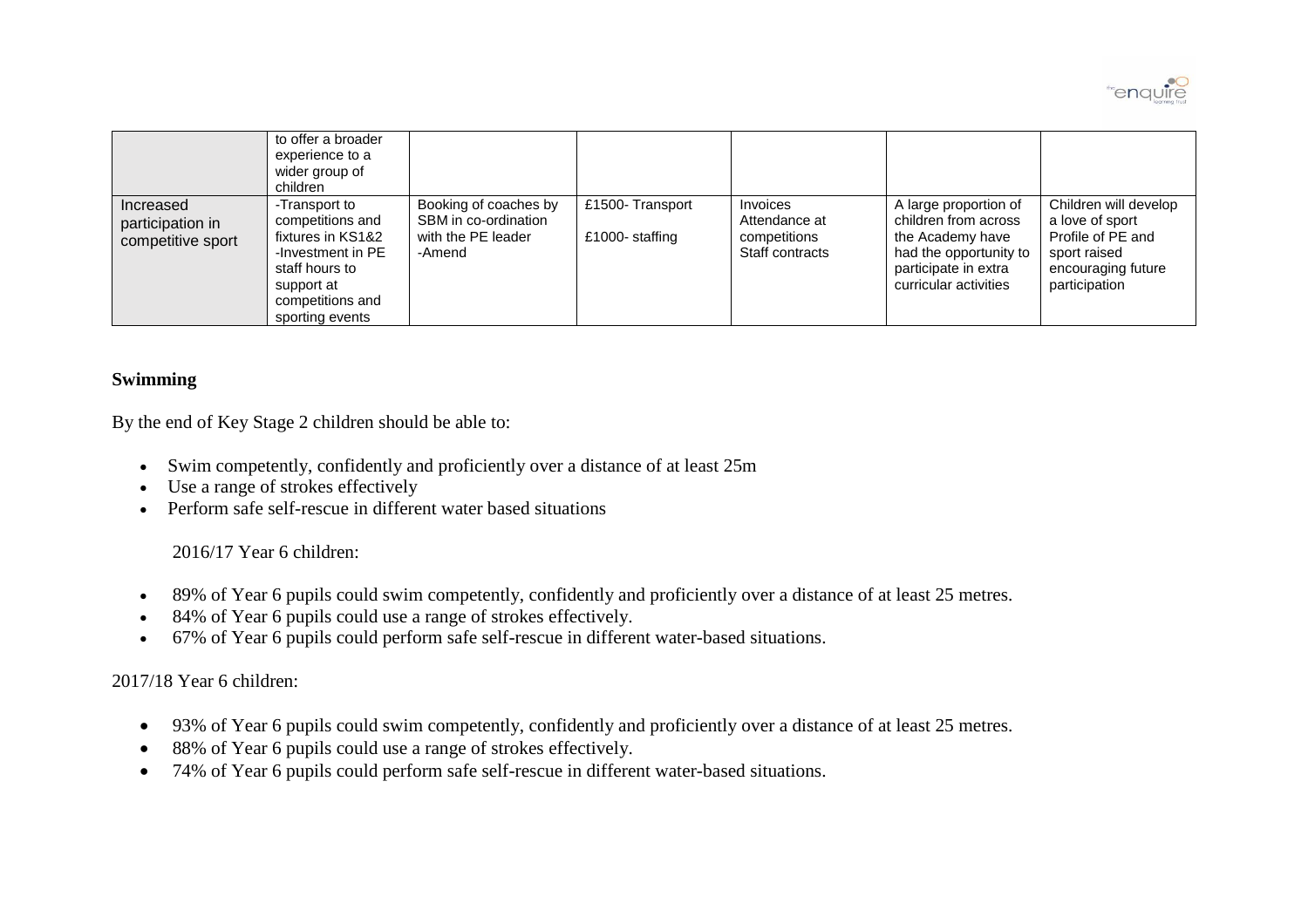| | | | | | | |
|---|---|---|---|---|---|---|
| | to offer a broader experience to a wider group of children | | | | | |
| Increased participation in competitive sport | -Transport to competitions and fixtures in KS1&2<br>-Investment in PE staff hours to support at competitions and sporting events | Booking of coaches by SBM in co-ordination with the PE leader<br>-Amend | £1500- Transport<br><br>£1000- staffing | Invoices<br>Attendance at competitions<br>Staff contracts | A large proportion of children from across the Academy have had the opportunity to participate in extra curricular activities | Children will develop a love of sport<br>Profile of PE and sport raised encouraging future participation |

**Swimming**

By the end of Key Stage 2 children should be able to:

- Swim competently, confidently and proficiently over a distance of at least 25m
- Use a range of strokes effectively
- Perform safe self-rescue in different water based situations

2016/17 Year 6 children:

- 89% of Year 6 pupils could swim competently, confidently and proficiently over a distance of at least 25 metres.
- 84% of Year 6 pupils could use a range of strokes effectively.
- 67% of Year 6 pupils could perform safe self-rescue in different water-based situations.

2017/18 Year 6 children:

- 93% of Year 6 pupils could swim competently, confidently and proficiently over a distance of at least 25 metres.
- 88% of Year 6 pupils could use a range of strokes effectively.
- 74% of Year 6 pupils could perform safe self-rescue in different water-based situations.